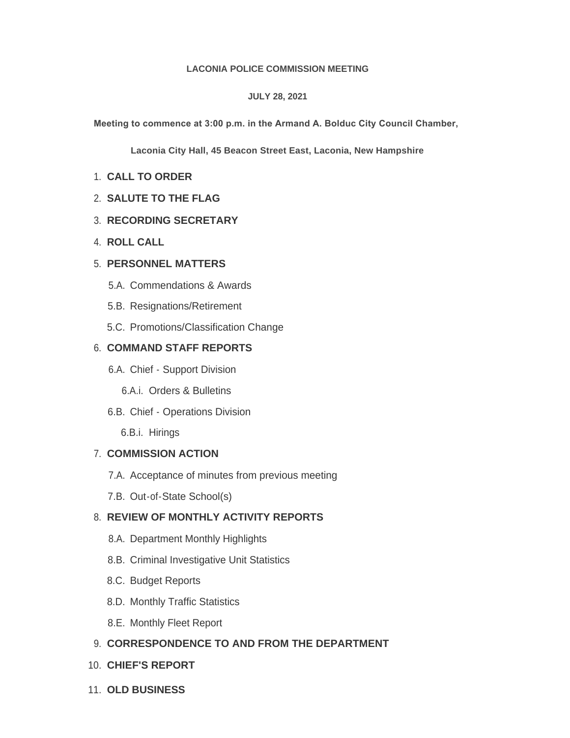**LACONIA POLICE COMMISSION MEETING**

**JULY 28, 2021**

**Meeting to commence at 3:00 p.m. in the Armand A. Bolduc City Council Chamber,**

**Laconia City Hall, 45 Beacon Street East, Laconia, New Hampshire**

1. **CALL TO ORDER**
2. **SALUTE TO THE FLAG**
3. **RECORDING SECRETARY**
4. **ROLL CALL**
5. **PERSONNEL MATTERS**
   - 5.A. Commendations & Awards
   - 5.B. Resignations/Retirement
   - 5.C. Promotions/Classification Change
6. **COMMAND STAFF REPORTS**
   - 6.A. Chief - Support Division
     - 6.A.i. Orders & Bulletins
   - 6.B. Chief - Operations Division
     - 6.B.i. Hirings
7. **COMMISSION ACTION**
   - 7.A. Acceptance of minutes from previous meeting
   - 7.B. Out-of-State School(s)
8. **REVIEW OF MONTHLY ACTIVITY REPORTS**
   - 8.A. Department Monthly Highlights
   - 8.B. Criminal Investigative Unit Statistics
   - 8.C. Budget Reports
   - 8.D. Monthly Traffic Statistics
   - 8.E. Monthly Fleet Report
9. **CORRESPONDENCE TO AND FROM THE DEPARTMENT**
10. **CHIEF'S REPORT**
11. **OLD BUSINESS**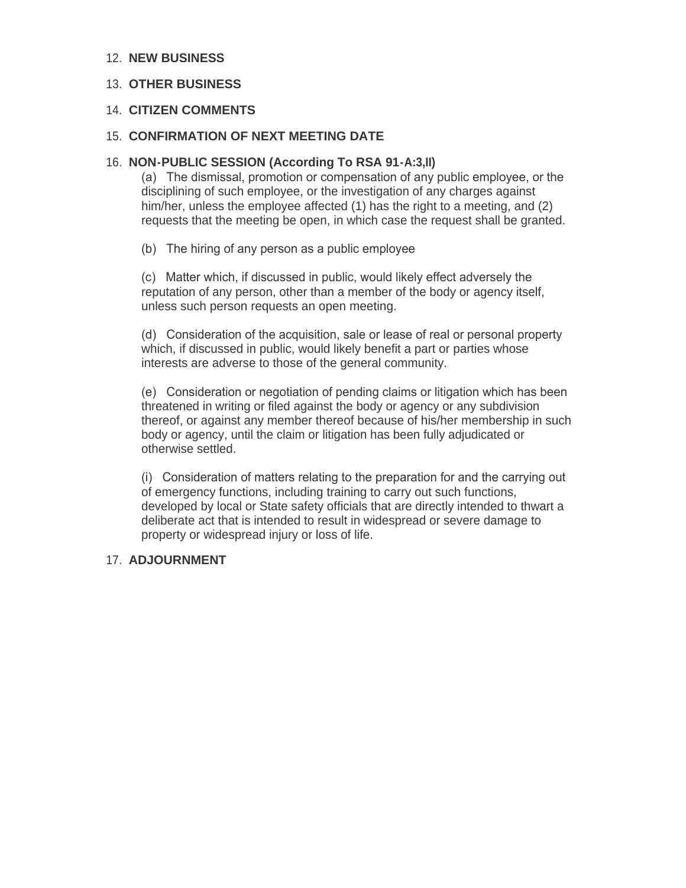12. **NEW BUSINESS**

13. **OTHER BUSINESS**

14. **CITIZEN COMMENTS**

15. **CONFIRMATION OF NEXT MEETING DATE**

16. **NON-PUBLIC SESSION (According To RSA 91-A:3,II)**

    (a) The dismissal, promotion or compensation of any public employee, or the disciplining of such employee, or the investigation of any charges against him/her, unless the employee affected (1) has the right to a meeting, and (2) requests that the meeting be open, in which case the request shall be granted.

    (b) The hiring of any person as a public employee

    (c) Matter which, if discussed in public, would likely effect adversely the reputation of any person, other than a member of the body or agency itself, unless such person requests an open meeting.

    (d) Consideration of the acquisition, sale or lease of real or personal property which, if discussed in public, would likely benefit a part or parties whose interests are adverse to those of the general community.

    (e) Consideration or negotiation of pending claims or litigation which has been threatened in writing or filed against the body or agency or any subdivision thereof, or against any member thereof because of his/her membership in such body or agency, until the claim or litigation has been fully adjudicated or otherwise settled.

    (i) Consideration of matters relating to the preparation for and the carrying out of emergency functions, including training to carry out such functions, developed by local or State safety officials that are directly intended to thwart a deliberate act that is intended to result in widespread or severe damage to property or widespread injury or loss of life.

17. **ADJOURNMENT**